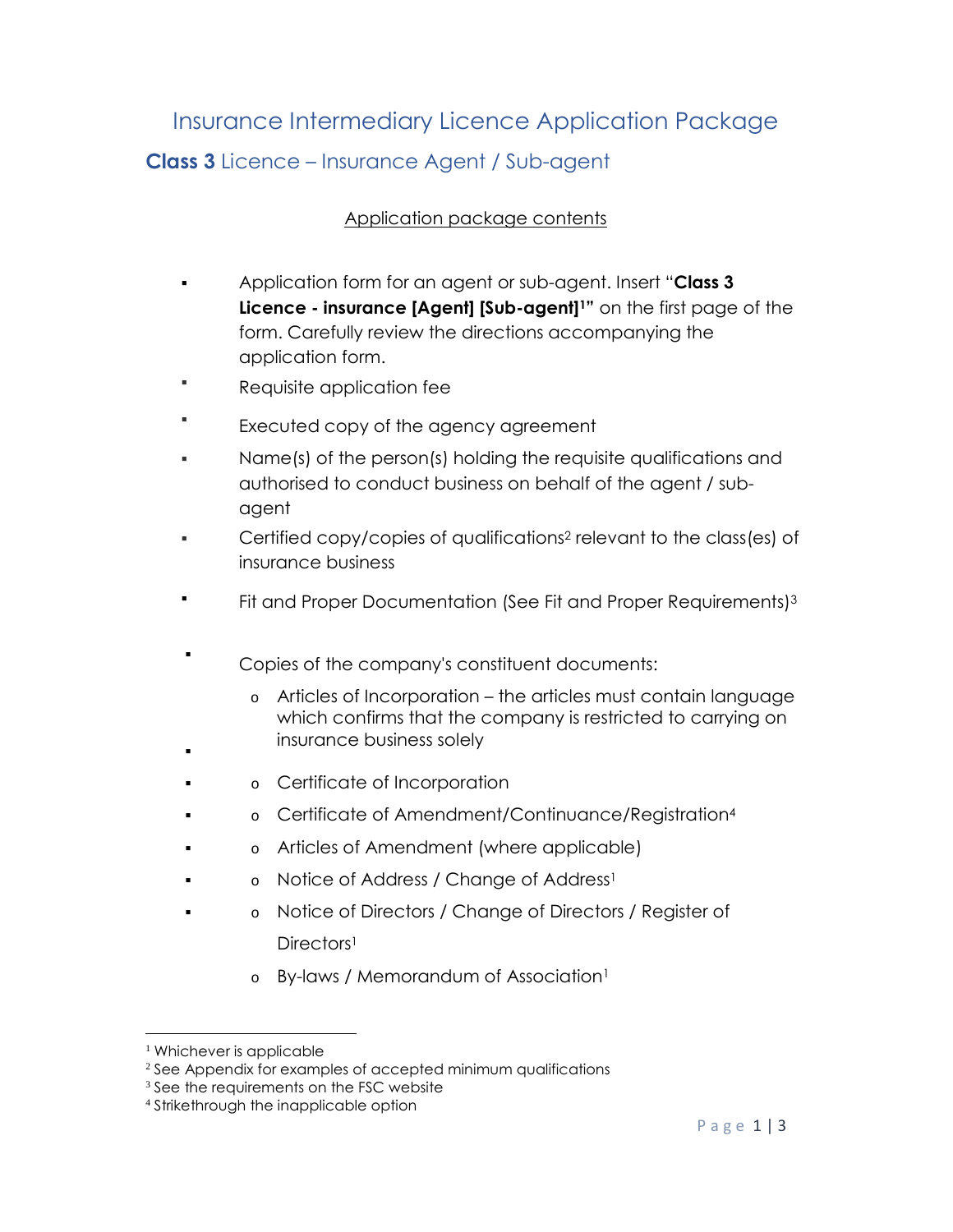# Insurance Intermediary Licence Application Package

## **Class 3** Licence – Insurance Agent / Sub-agent

Application package contents

- Application form for an agent or sub-agent. Insert "**Class 3 Licence - insurance [Agent] [Sub-agent][1]"** on the first page of the form. Carefully review the directions accompanying the application form.
- Requisite application fee
- Executed copy of the agency agreement
- Name(s) of the person(s) holding the requisite qualifications and authorised to conduct business on behalf of the agent / sub-agent
- Certified copy/copies of qualifications[2] relevant to the class(es) of insurance business
- Fit and Proper Documentation (See Fit and Proper Requirements)[3]
- Copies of the company's constituent documents:
  - Articles of Incorporation – the articles must contain language which confirms that the company is restricted to carrying on insurance business solely
  - Certificate of Incorporation
  - Certificate of Amendment/Continuance/Registration[4]
  - Articles of Amendment (where applicable)
  - Notice of Address / Change of Address[1]
  - Notice of Directors / Change of Directors / Register of Directors[1]
  - By-laws / Memorandum of Association[1]

---

[1] Whichever is applicable
[2] See Appendix for examples of accepted minimum qualifications
[3] See the requirements on the FSC website
[4] Strikethrough the inapplicable option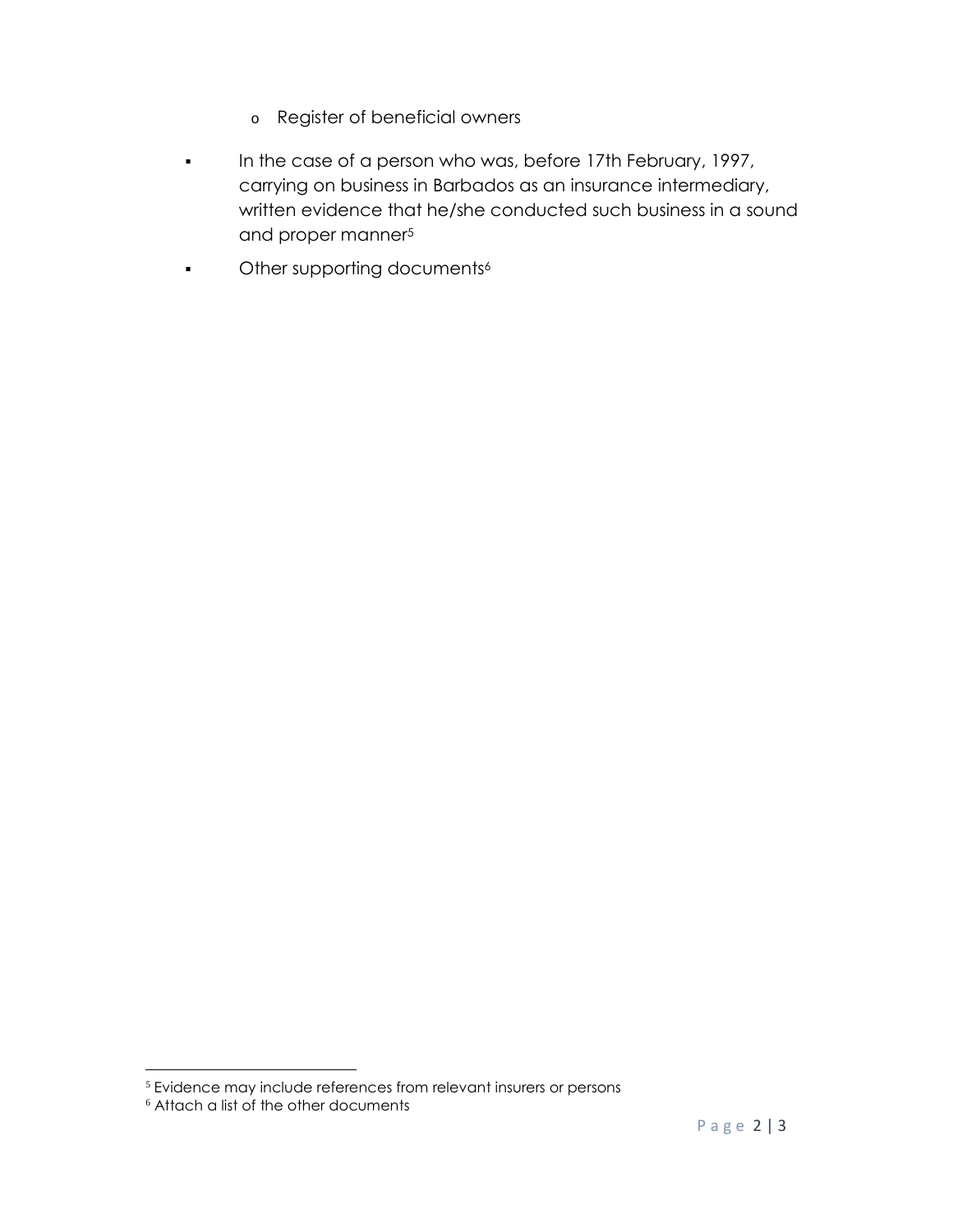- Register of beneficial owners

- In the case of a person who was, before 17th February, 1997, carrying on business in Barbados as an insurance intermediary, written evidence that he/she conducted such business in a sound and proper manner[5]
- Other supporting documents[6]

[5] Evidence may include references from relevant insurers or persons
[6] Attach a list of the other documents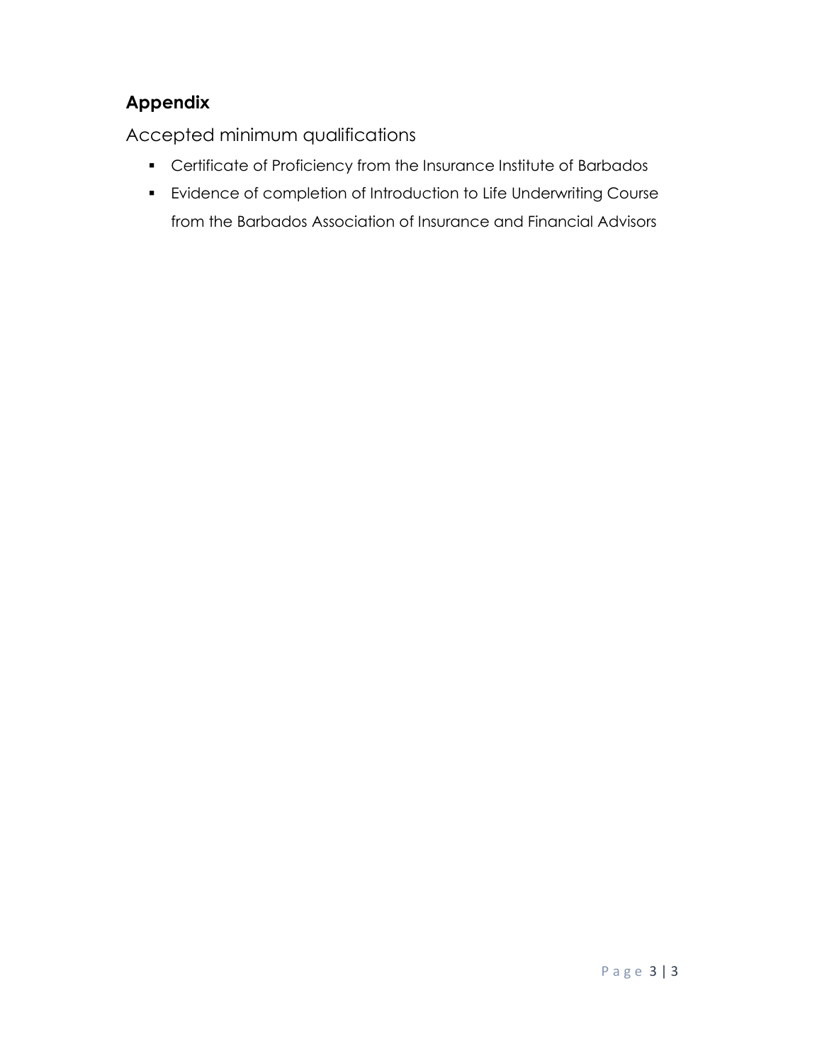## Appendix

### Accepted minimum qualifications

- Certificate of Proficiency from the Insurance Institute of Barbados
- Evidence of completion of Introduction to Life Underwriting Course from the Barbados Association of Insurance and Financial Advisors